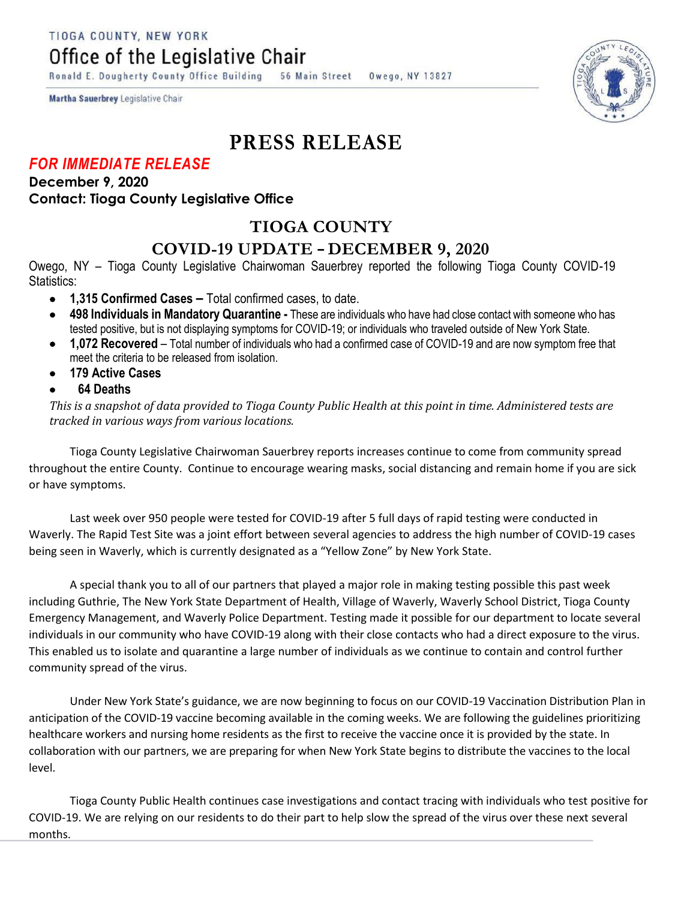TIOGA COUNTY, NEW YORK

# Office of the Legislative Chair

Ronald E. Dougherty County Office Building 56 Main Street Owego, NY 13827

**Martha Sauerbrey** Legislative Chair

# PRESS RELEASE

***FOR IMMEDIATE RELEASE***

**December 9, 2020**

**Contact: Tioga County Legislative Office**

## TIOGA COUNTY

## COVID-19 UPDATE – DECEMBER 9, 2020

Owego, NY – Tioga County Legislative Chairwoman Sauerbrey reported the following Tioga County COVID-19 Statistics:

- **1,315 Confirmed Cases –** Total confirmed cases, to date.
- **498 Individuals in Mandatory Quarantine -** These are individuals who have had close contact with someone who has tested positive, but is not displaying symptoms for COVID-19; or individuals who traveled outside of New York State.
- **1,072 Recovered** – Total number of individuals who had a confirmed case of COVID-19 and are now symptom free that meet the criteria to be released from isolation.
- **179 Active Cases**
- **64 Deaths**

*This is a snapshot of data provided to Tioga County Public Health at this point in time. Administered tests are tracked in various ways from various locations.*

Tioga County Legislative Chairwoman Sauerbrey reports increases continue to come from community spread throughout the entire County. Continue to encourage wearing masks, social distancing and remain home if you are sick or have symptoms.

Last week over 950 people were tested for COVID-19 after 5 full days of rapid testing were conducted in Waverly. The Rapid Test Site was a joint effort between several agencies to address the high number of COVID-19 cases being seen in Waverly, which is currently designated as a "Yellow Zone" by New York State.

A special thank you to all of our partners that played a major role in making testing possible this past week including Guthrie, The New York State Department of Health, Village of Waverly, Waverly School District, Tioga County Emergency Management, and Waverly Police Department. Testing made it possible for our department to locate several individuals in our community who have COVID-19 along with their close contacts who had a direct exposure to the virus. This enabled us to isolate and quarantine a large number of individuals as we continue to contain and control further community spread of the virus.

Under New York State's guidance, we are now beginning to focus on our COVID-19 Vaccination Distribution Plan in anticipation of the COVID-19 vaccine becoming available in the coming weeks. We are following the guidelines prioritizing healthcare workers and nursing home residents as the first to receive the vaccine once it is provided by the state. In collaboration with our partners, we are preparing for when New York State begins to distribute the vaccines to the local level.

Tioga County Public Health continues case investigations and contact tracing with individuals who test positive for COVID-19. We are relying on our residents to do their part to help slow the spread of the virus over these next several months.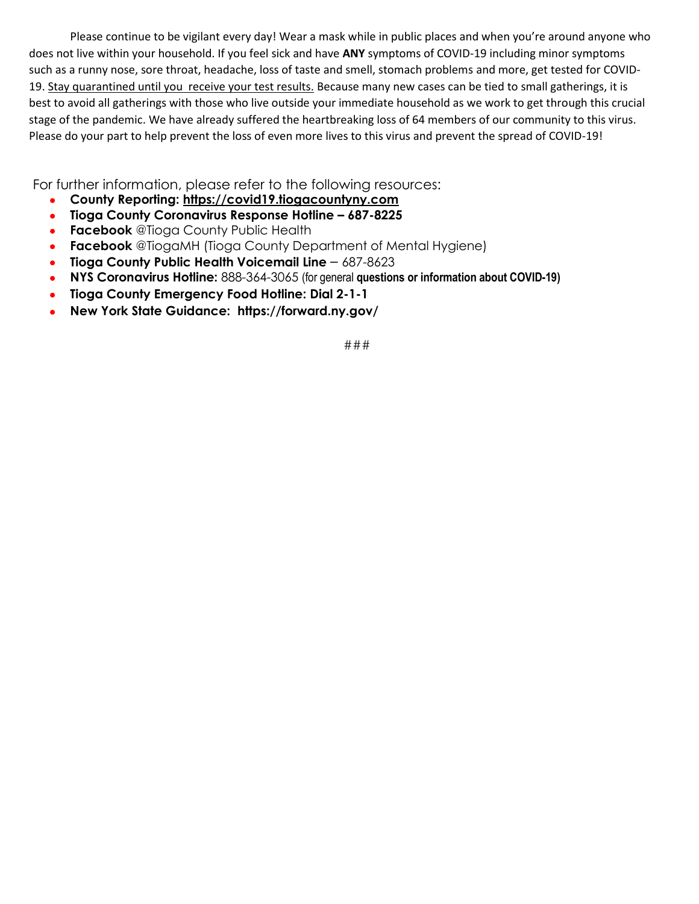Please continue to be vigilant every day! Wear a mask while in public places and when you're around anyone who does not live within your household. If you feel sick and have **ANY** symptoms of COVID-19 including minor symptoms such as a runny nose, sore throat, headache, loss of taste and smell, stomach problems and more, get tested for COVID-19. Stay quarantined until you receive your test results. Because many new cases can be tied to small gatherings, it is best to avoid all gatherings with those who live outside your immediate household as we work to get through this crucial stage of the pandemic. We have already suffered the heartbreaking loss of 64 members of our community to this virus. Please do your part to help prevent the loss of even more lives to this virus and prevent the spread of COVID-19!

For further information, please refer to the following resources:

- **County Reporting: https://covid19.tiogacountyny.com**
- **Tioga County Coronavirus Response Hotline – 687-8225**
- **Facebook** @Tioga County Public Health
- **Facebook** @TiogaMH (Tioga County Department of Mental Hygiene)
- **Tioga County Public Health Voicemail Line** – 687-8623
- **NYS Coronavirus Hotline:** 888-364-3065 (for general **questions or information about COVID-19)**
- **Tioga County Emergency Food Hotline: Dial 2-1-1**
- **New York State Guidance: https://forward.ny.gov/**

###